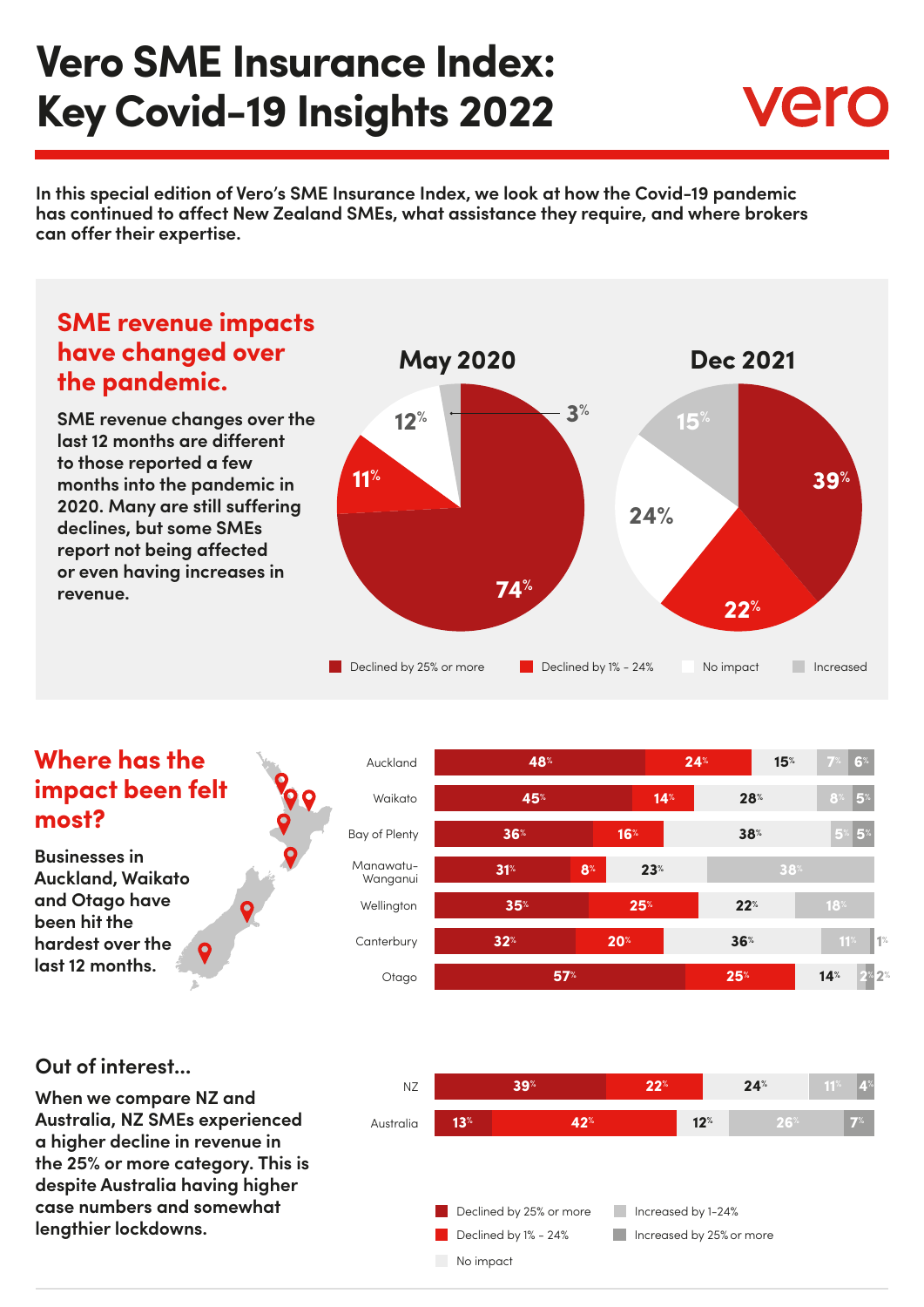# Vero SME Insurance Index: Key Covid-19 Insights 2022

vero

**In this special edition of Vero's SME Insurance Index, we look at how the Covid-19 pandemic has continued to affect New Zealand SMEs, what assistance they require, and where brokers can offer their expertise.**

## SME revenue impacts have changed over the pandemic.

**SME revenue changes over the last 12 months are different to those reported a few months into the pandemic in 2020. Many are still suffering declines, but some SMEs report not being affected or even having increases in revenue.**

| | May 2020 | Dec 2021 |
|---|---|---|
| Declined by 25% or more | 74% | 39% |
| Declined by 1% - 24% | 11% | 22% |
| No impact | 12% | 24% |
| Increased | 3% | 15% |

## Where has the impact been felt most?

**Businesses in Auckland, Waikato and Otago have been hit the hardest over the last 12 months.**

| Region | Declined by 25% or more | Declined by 1% - 24% | No impact | Increased by 1-24% | Increased by 25% or more |
|---|---|---|---|---|---|
| Auckland | 48% | 24% | 15% | 7% | 6% |
| Waikato | 45% | 14% | 28% | 8% | 5% |
| Bay of Plenty | 36% | 16% | 38% | 5% | 5% |
| Manawatu-Wanganui | 31% | 8% | 23% | 38% | |
| Wellington | 35% | 25% | 22% | 18% | |
| Canterbury | 32% | 20% | 36% | 11% | 1% |
| Otago | 57% | 25% | 14% | 2% | 2% |

## Out of interest...

**When we compare NZ and Australia, NZ SMEs experienced a higher decline in revenue in the 25% or more category. This is despite Australia having higher case numbers and somewhat lengthier lockdowns.**

| | Declined by 25% or more | Declined by 1% - 24% | No impact | Increased by 1-24% | Increased by 25% or more |
|---|---|---|---|---|---|
| NZ | 39% | 22% | 24% | 11% | 4% |
| Australia | 13% | 42% | 12% | 26% | 7% |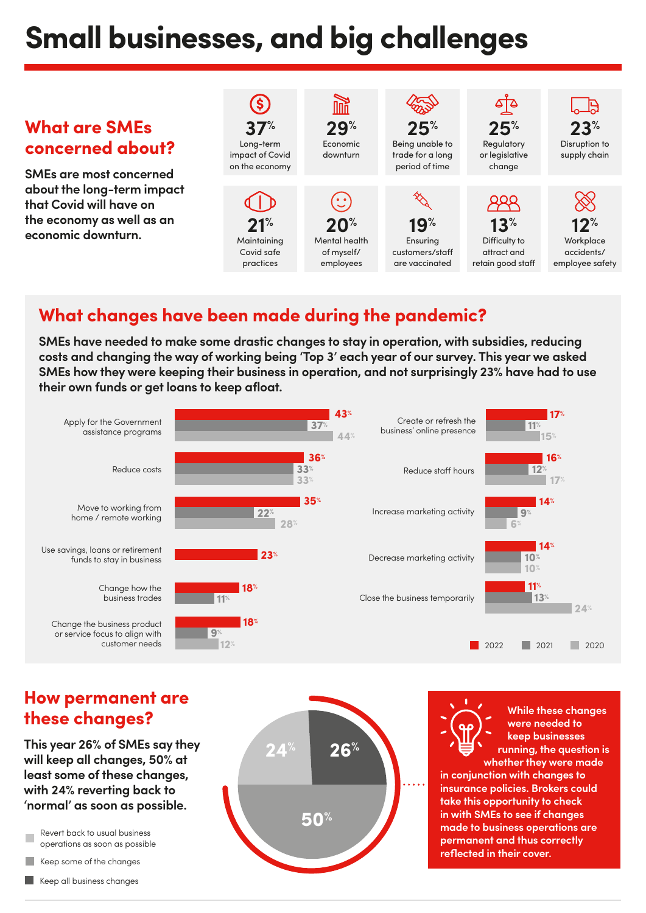# Small businesses, and big challenges

## What are SMEs concerned about?

**SMEs are most concerned about the long-term impact that Covid will have on the economy as well as an economic downturn.**

| Concern | % |
|---|---|
| Long-term impact of Covid on the economy | 37% |
| Economic downturn | 29% |
| Being unable to trade for a long period of time | 25% |
| Regulatory or legislative change | 25% |
| Disruption to supply chain | 23% |
| Maintaining Covid safe practices | 21% |
| Mental health of myself/ employees | 20% |
| Ensuring customers/staff are vaccinated | 19% |
| Difficulty to attract and retain good staff | 13% |
| Workplace accidents/ employee safety | 12% |

## What changes have been made during the pandemic?

**SMEs have needed to make some drastic changes to stay in operation, with subsidies, reducing costs and changing the way of working being 'Top 3' each year of our survey. This year we asked SMEs how they were keeping their business in operation, and not surprisingly 23% have had to use their own funds or get loans to keep afloat.**

| Change | 2022 | 2021 | 2020 |
|---|---|---|---|
| Apply for the Government assistance programs | 43% | 37% | 44% |
| Reduce costs | 36% | 33% | 33% |
| Move to working from home / remote working | 35% | 22% | 28% |
| Use savings, loans or retirement funds to stay in business | 23% | | |
| Change how the business trades | 18% | 11% | |
| Change the business product or service focus to align with customer needs | 18% | 9% | 12% |
| Create or refresh the business' online presence | 17% | 11% | 15% |
| Reduce staff hours | 16% | 12% | 17% |
| Increase marketing activity | 14% | 9% | 6% |
| Decrease marketing activity | 14% | 10% | 10% |
| Close the business temporarily | 11% | 13% | 24% |

## How permanent are these changes?

**This year 26% of SMEs say they will keep all changes, 50% at least some of these changes, with 24% reverting back to 'normal' as soon as possible.**

- Revert back to usual business operations as soon as possible: 24%
- Keep some of the changes: 50%
- Keep all business changes: 26%

**While these changes were needed to keep businesses running, the question is whether they were made in conjunction with changes to insurance policies. Brokers could take this opportunity to check in with SMEs to see if changes made to business operations are permanent and thus correctly reflected in their cover.**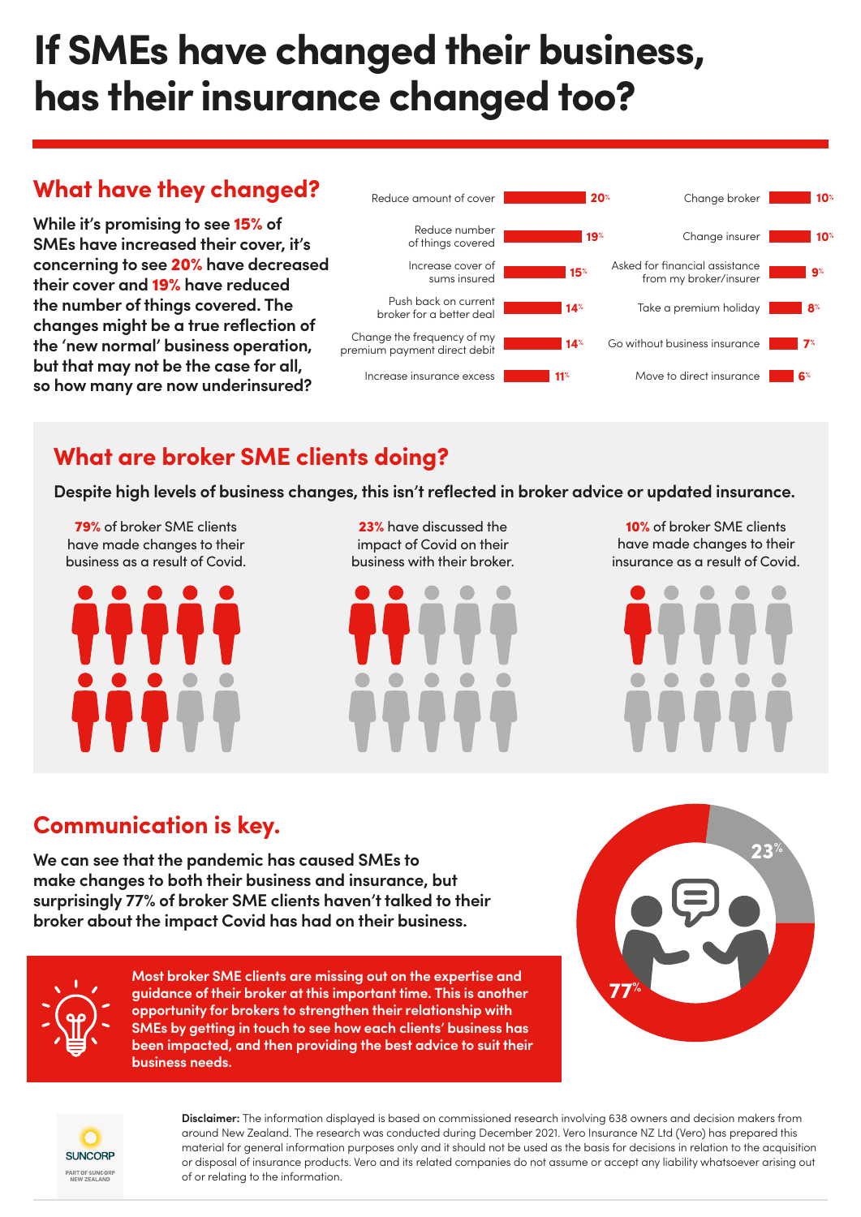# If SMEs have changed their business, has their insurance changed too?

## What have they changed?

**While it's promising to see 15% of SMEs have increased their cover, it's concerning to see 20% have decreased their cover and 19% have reduced the number of things covered. The changes might be a true reflection of the 'new normal' business operation, but that may not be the case for all, so how many are now underinsured?**

Reduce amount of cover 20%
Reduce number of things covered 19%
Increase cover of sums insured 15%
Push back on current broker for a better deal 14%
Change the frequency of my premium payment direct debit 14%
Increase insurance excess 11%
Change broker 10%
Change insurer 10%
Asked for financial assistance from my broker/insurer 9%
Take a premium holiday 8%
Go without business insurance 7%
Move to direct insurance 6%

## What are broker SME clients doing?

**Despite high levels of business changes, this isn't reflected in broker advice or updated insurance.**

**79%** of broker SME clients have made changes to their business as a result of Covid.

**23%** have discussed the impact of Covid on their business with their broker.

**10%** of broker SME clients have made changes to their insurance as a result of Covid.

## Communication is key.

**We can see that the pandemic has caused SMEs to make changes to both their business and insurance, but surprisingly 77% of broker SME clients haven't talked to their broker about the impact Covid has had on their business.**

23%
77%

**Most broker SME clients are missing out on the expertise and guidance of their broker at this important time. This is another opportunity for brokers to strengthen their relationship with SMEs by getting in touch to see how each clients' business has been impacted, and then providing the best advice to suit their business needs.**

SUNCORP
PART OF SUNCORP NEW ZEALAND

**Disclaimer:** The information displayed is based on commissioned research involving 638 owners and decision makers from around New Zealand. The research was conducted during December 2021. Vero Insurance NZ Ltd (Vero) has prepared this material for general information purposes only and it should not be used as the basis for decisions in relation to the acquisition or disposal of insurance products. Vero and its related companies do not assume or accept any liability whatsoever arising out of or relating to the information.